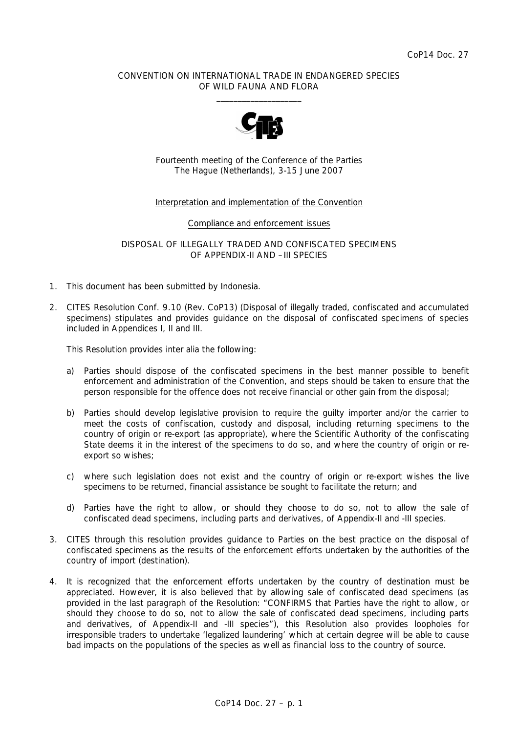CoP14 Doc. 27

CONVENTION ON INTERNATIONAL TRADE IN ENDANGERED SPECIES OF WILD FAUNA AND FLORA

\_\_\_\_\_\_\_\_\_\_\_\_\_\_\_\_\_\_\_\_

Fourteenth meeting of the Conference of the Parties
The Hague (Netherlands), 3-15 June 2007

Interpretation and implementation of the Convention

Compliance and enforcement issues

DISPOSAL OF ILLEGALLY TRADED AND CONFISCATED SPECIMENS OF APPENDIX-II AND –III SPECIES

1. This document has been submitted by Indonesia.

2. CITES Resolution Conf. 9.10 (Rev. CoP13) (Disposal of illegally traded, confiscated and accumulated specimens) stipulates and provides guidance on the disposal of confiscated specimens of species included in Appendices I, II and III.

   This Resolution provides inter alia the following:

   a) Parties should dispose of the confiscated specimens in the best manner possible to benefit enforcement and administration of the Convention, and steps should be taken to ensure that the person responsible for the offence does not receive financial or other gain from the disposal;

   b) Parties should develop legislative provision to require the guilty importer and/or the carrier to meet the costs of confiscation, custody and disposal, including returning specimens to the country of origin or re-export (as appropriate), where the Scientific Authority of the confiscating State deems it in the interest of the specimens to do so, and where the country of origin or re-export so wishes;

   c) where such legislation does not exist and the country of origin or re-export wishes the live specimens to be returned, financial assistance be sought to facilitate the return; and

   d) Parties have the right to allow, or should they choose to do so, not to allow the sale of confiscated dead specimens, including parts and derivatives, of Appendix-II and -III species.

3. CITES through this resolution provides guidance to Parties on the best practice on the disposal of confiscated specimens as the results of the enforcement efforts undertaken by the authorities of the country of import (destination).

4. It is recognized that the enforcement efforts undertaken by the country of destination must be appreciated. However, it is also believed that by allowing sale of confiscated dead specimens (as provided in the last paragraph of the Resolution: "CONFIRMS that Parties have the right to allow, or should they choose to do so, not to allow the sale of confiscated dead specimens, including parts and derivatives, of Appendix-II and -III species"), this Resolution also provides loopholes for irresponsible traders to undertake 'legalized laundering' which at certain degree will be able to cause bad impacts on the populations of the species as well as financial loss to the country of source.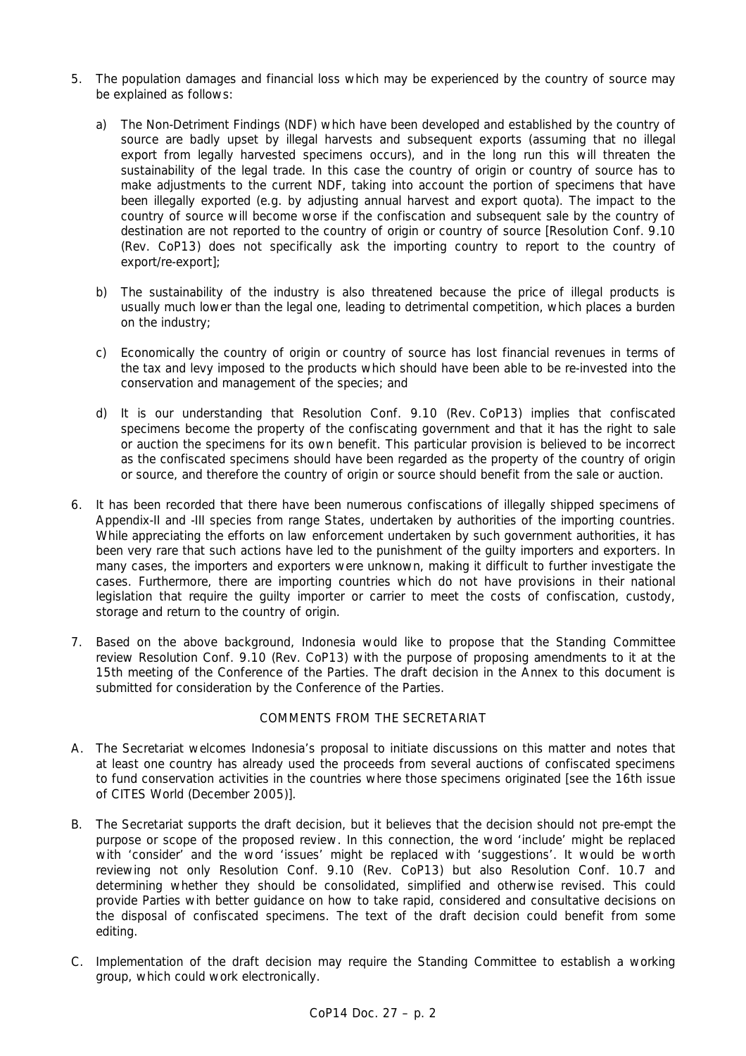5. The population damages and financial loss which may be experienced by the country of source may be explained as follows:

   a) The Non-Detriment Findings (NDF) which have been developed and established by the country of source are badly upset by illegal harvests and subsequent exports (assuming that no illegal export from legally harvested specimens occurs), and in the long run this will threaten the sustainability of the legal trade. In this case the country of origin or country of source has to make adjustments to the current NDF, taking into account the portion of specimens that have been illegally exported (e.g. by adjusting annual harvest and export quota). The impact to the country of source will become worse if the confiscation and subsequent sale by the country of destination are not reported to the country of origin or country of source [Resolution Conf. 9.10 (Rev. CoP13) does not specifically ask the importing country to report to the country of export/re-export];

   b) The sustainability of the industry is also threatened because the price of illegal products is usually much lower than the legal one, leading to detrimental competition, which places a burden on the industry;

   c) Economically the country of origin or country of source has lost financial revenues in terms of the tax and levy imposed to the products which should have been able to be re-invested into the conservation and management of the species; and

   d) It is our understanding that Resolution Conf. 9.10 (Rev. CoP13) implies that confiscated specimens become the property of the confiscating government and that it has the right to sale or auction the specimens for its own benefit. This particular provision is believed to be incorrect as the confiscated specimens should have been regarded as the property of the country of origin or source, and therefore the country of origin or source should benefit from the sale or auction.

6. It has been recorded that there have been numerous confiscations of illegally shipped specimens of Appendix-II and -III species from range States, undertaken by authorities of the importing countries. While appreciating the efforts on law enforcement undertaken by such government authorities, it has been very rare that such actions have led to the punishment of the guilty importers and exporters. In many cases, the importers and exporters were unknown, making it difficult to further investigate the cases. Furthermore, there are importing countries which do not have provisions in their national legislation that require the guilty importer or carrier to meet the costs of confiscation, custody, storage and return to the country of origin.

7. Based on the above background, Indonesia would like to propose that the Standing Committee review Resolution Conf. 9.10 (Rev. CoP13) with the purpose of proposing amendments to it at the 15th meeting of the Conference of the Parties. The draft decision in the Annex to this document is submitted for consideration by the Conference of the Parties.

## COMMENTS FROM THE SECRETARIAT

A. The Secretariat welcomes Indonesia's proposal to initiate discussions on this matter and notes that at least one country has already used the proceeds from several auctions of confiscated specimens to fund conservation activities in the countries where those specimens originated [see the 16th issue of CITES World (December 2005)].

B. The Secretariat supports the draft decision, but it believes that the decision should not pre-empt the purpose or scope of the proposed review. In this connection, the word 'include' might be replaced with 'consider' and the word 'issues' might be replaced with 'suggestions'. It would be worth reviewing not only Resolution Conf. 9.10 (Rev. CoP13) but also Resolution Conf. 10.7 and determining whether they should be consolidated, simplified and otherwise revised. This could provide Parties with better guidance on how to take rapid, considered and consultative decisions on the disposal of confiscated specimens. The text of the draft decision could benefit from some editing.

C. Implementation of the draft decision may require the Standing Committee to establish a working group, which could work electronically.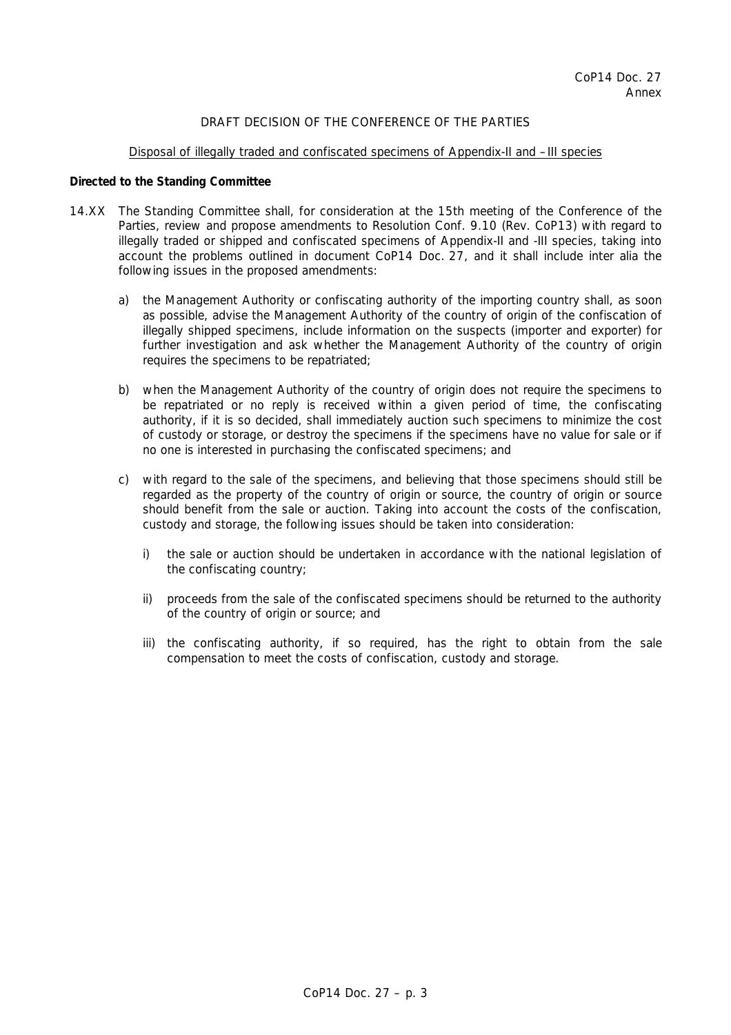CoP14 Doc. 27
Annex

DRAFT DECISION OF THE CONFERENCE OF THE PARTIES

Disposal of illegally traded and confiscated specimens of Appendix-II and –III species

**Directed to the Standing Committee**

14.XX The Standing Committee shall, for consideration at the 15th meeting of the Conference of the Parties, review and propose amendments to Resolution Conf. 9.10 (Rev. CoP13) with regard to illegally traded or shipped and confiscated specimens of Appendix-II and -III species, taking into account the problems outlined in document CoP14 Doc. 27, and it shall include inter alia the following issues in the proposed amendments:

a) the Management Authority or confiscating authority of the importing country shall, as soon as possible, advise the Management Authority of the country of origin of the confiscation of illegally shipped specimens, include information on the suspects (importer and exporter) for further investigation and ask whether the Management Authority of the country of origin requires the specimens to be repatriated;

b) when the Management Authority of the country of origin does not require the specimens to be repatriated or no reply is received within a given period of time, the confiscating authority, if it is so decided, shall immediately auction such specimens to minimize the cost of custody or storage, or destroy the specimens if the specimens have no value for sale or if no one is interested in purchasing the confiscated specimens; and

c) with regard to the sale of the specimens, and believing that those specimens should still be regarded as the property of the country of origin or source, the country of origin or source should benefit from the sale or auction. Taking into account the costs of the confiscation, custody and storage, the following issues should be taken into consideration:

   i) the sale or auction should be undertaken in accordance with the national legislation of the confiscating country;

   ii) proceeds from the sale of the confiscated specimens should be returned to the authority of the country of origin or source; and

   iii) the confiscating authority, if so required, has the right to obtain from the sale compensation to meet the costs of confiscation, custody and storage.